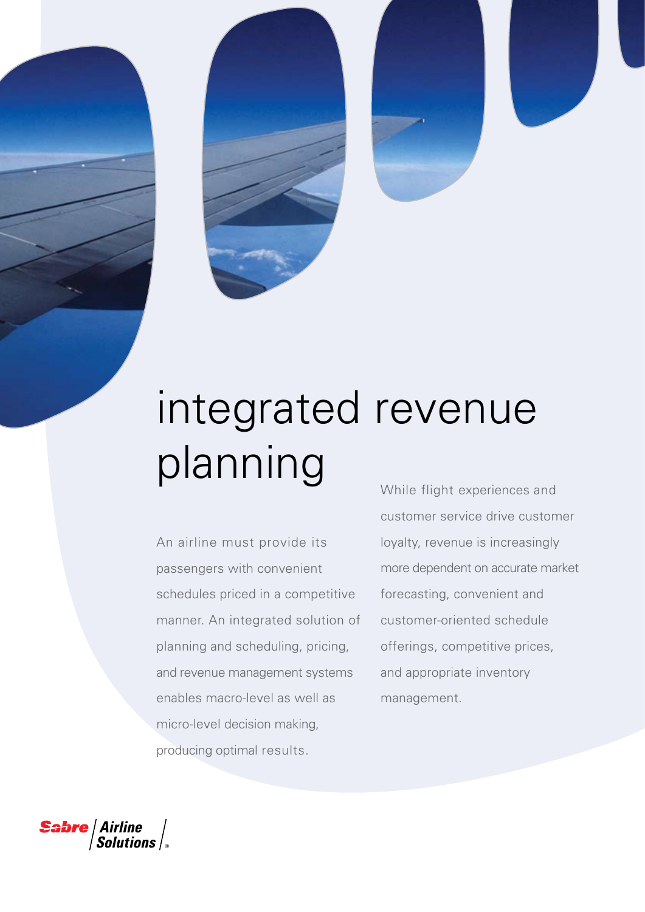# integrated revenue planning

An airline must provide its passengers with convenient schedules priced in a competitive manner. An integrated solution of planning and scheduling, pricing, and revenue management systems enables macro-level as well as micro-level decision making, producing optimal results.

While flight experiences and customer service drive customer loyalty, revenue is increasingly more dependent on accurate market forecasting, convenient and customer-oriented schedule offerings, competitive prices, and appropriate inventory management.

Sabre | Airline Solutions ®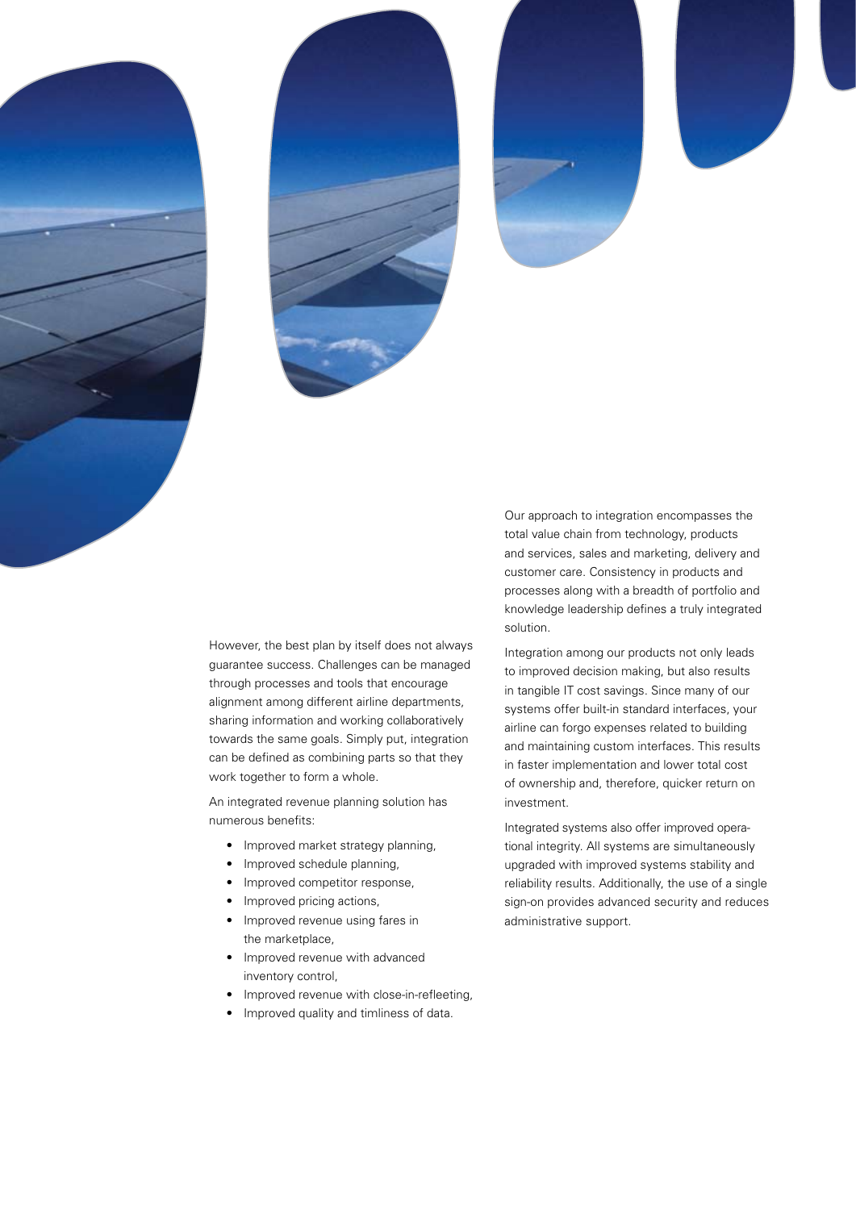However, the best plan by itself does not always guarantee success. Challenges can be managed through processes and tools that encourage alignment among different airline departments, sharing information and working collaboratively towards the same goals. Simply put, integration can be defined as combining parts so that they work together to form a whole.

An integrated revenue planning solution has numerous benefits:

- Improved market strategy planning,
- Improved schedule planning,
- Improved competitor response,
- Improved pricing actions,
- Improved revenue using fares in the marketplace,
- Improved revenue with advanced inventory control,
- Improved revenue with close-in-refleeting,
- Improved quality and timliness of data.

Our approach to integration encompasses the total value chain from technology, products and services, sales and marketing, delivery and customer care. Consistency in products and processes along with a breadth of portfolio and knowledge leadership defines a truly integrated solution.

Integration among our products not only leads to improved decision making, but also results in tangible IT cost savings. Since many of our systems offer built-in standard interfaces, your airline can forgo expenses related to building and maintaining custom interfaces. This results in faster implementation and lower total cost of ownership and, therefore, quicker return on investment.

Integrated systems also offer improved operational integrity. All systems are simultaneously upgraded with improved systems stability and reliability results. Additionally, the use of a single sign-on provides advanced security and reduces administrative support.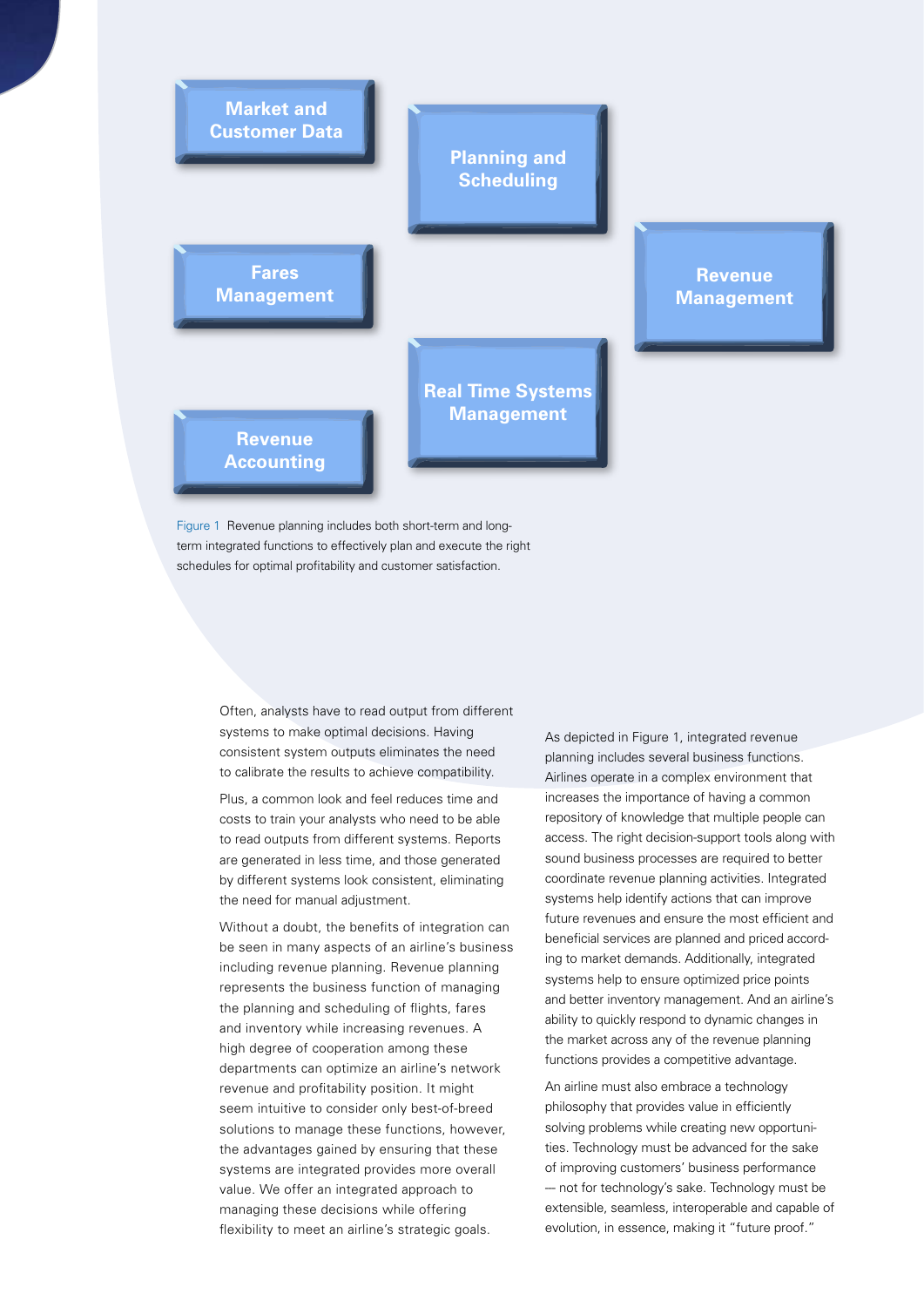Market and Customer Data

Planning and Scheduling

Fares Management

Revenue Management

Real Time Systems Management

Revenue Accounting

Figure 1 Revenue planning includes both short-term and long-term integrated functions to effectively plan and execute the right schedules for optimal profitability and customer satisfaction.

Often, analysts have to read output from different systems to make optimal decisions. Having consistent system outputs eliminates the need to calibrate the results to achieve compatibility.

Plus, a common look and feel reduces time and costs to train your analysts who need to be able to read outputs from different systems. Reports are generated in less time, and those generated by different systems look consistent, eliminating the need for manual adjustment.

Without a doubt, the benefits of integration can be seen in many aspects of an airline's business including revenue planning. Revenue planning represents the business function of managing the planning and scheduling of flights, fares and inventory while increasing revenues. A high degree of cooperation among these departments can optimize an airline's network revenue and profitability position. It might seem intuitive to consider only best-of-breed solutions to manage these functions, however, the advantages gained by ensuring that these systems are integrated provides more overall value. We offer an integrated approach to managing these decisions while offering flexibility to meet an airline's strategic goals.

As depicted in Figure 1, integrated revenue planning includes several business functions. Airlines operate in a complex environment that increases the importance of having a common repository of knowledge that multiple people can access. The right decision-support tools along with sound business processes are required to better coordinate revenue planning activities. Integrated systems help identify actions that can improve future revenues and ensure the most efficient and beneficial services are planned and priced according to market demands. Additionally, integrated systems help to ensure optimized price points and better inventory management. And an airline's ability to quickly respond to dynamic changes in the market across any of the revenue planning functions provides a competitive advantage.

An airline must also embrace a technology philosophy that provides value in efficiently solving problems while creating new opportunities. Technology must be advanced for the sake of improving customers' business performance — not for technology's sake. Technology must be extensible, seamless, interoperable and capable of evolution, in essence, making it "future proof."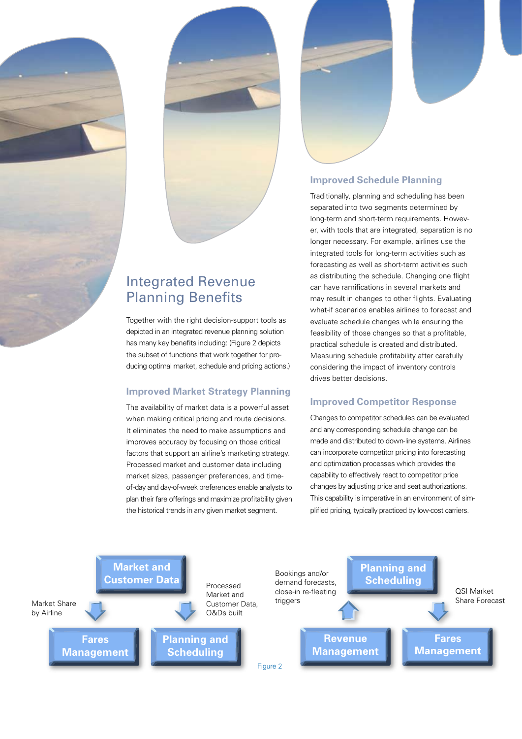## Integrated Revenue Planning Benefits

Together with the right decision-support tools as depicted in an integrated revenue planning solution has many key benefits including: (Figure 2 depicts the subset of functions that work together for producing optimal market, schedule and pricing actions.)

### Improved Market Strategy Planning

The availability of market data is a powerful asset when making critical pricing and route decisions. It eliminates the need to make assumptions and improves accuracy by focusing on those critical factors that support an airline's marketing strategy. Processed market and customer data including market sizes, passenger preferences, and time-of-day and day-of-week preferences enable analysts to plan their fare offerings and maximize profitability given the historical trends in any given market segment.

### Improved Schedule Planning

Traditionally, planning and scheduling has been separated into two segments determined by long-term and short-term requirements. However, with tools that are integrated, separation is no longer necessary. For example, airlines use the integrated tools for long-term activities such as forecasting as well as short-term activities such as distributing the schedule. Changing one flight can have ramifications in several markets and may result in changes to other flights. Evaluating what-if scenarios enables airlines to forecast and evaluate schedule changes while ensuring the feasibility of those changes so that a profitable, practical schedule is created and distributed. Measuring schedule profitability after carefully considering the impact of inventory controls drives better decisions.

### Improved Competitor Response

Changes to competitor schedules can be evaluated and any corresponding schedule change can be made and distributed to down-line systems. Airlines can incorporate competitor pricing into forecasting and optimization processes which provides the capability to effectively react to competitor price changes by adjusting price and seat authorizations. This capability is imperative in an environment of simplified pricing, typically practiced by low-cost carriers.

Market and Customer Data

Market Share by Airline

Fares Management

Processed Market and Customer Data, O&Ds built

Planning and Scheduling

Bookings and/or demand forecasts, close-in re-fleeting triggers

Planning and Scheduling

Revenue Management

QSI Market Share Forecast

Fares Management

Figure 2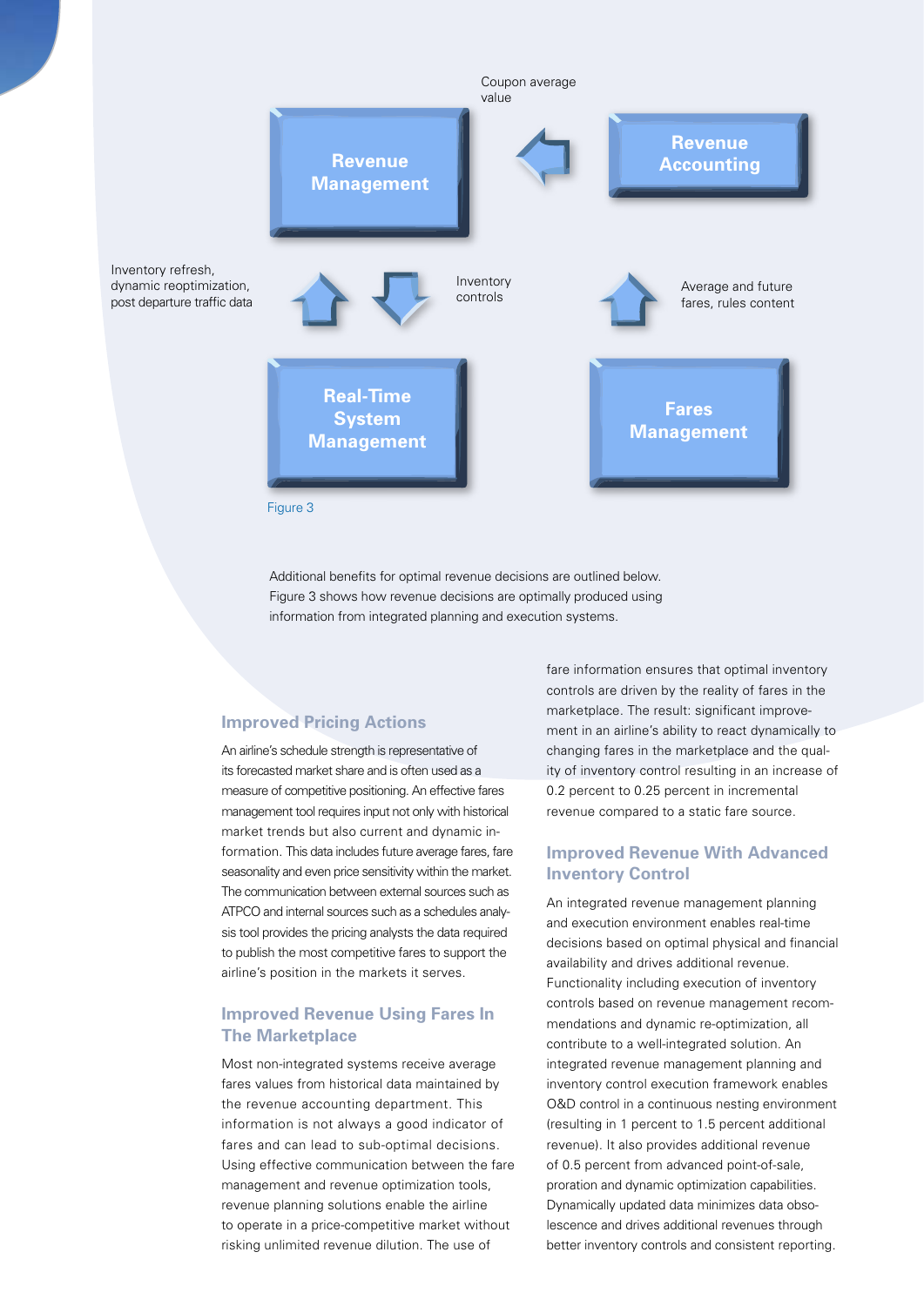Coupon average value

Revenue Management

Revenue Accounting

Inventory refresh, dynamic reoptimization, post departure traffic data

Inventory controls

Average and future fares, rules content

Real-Time System Management

Fares Management

Figure 3

Additional benefits for optimal revenue decisions are outlined below. Figure 3 shows how revenue decisions are optimally produced using information from integrated planning and execution systems.

## Improved Pricing Actions

An airline's schedule strength is representative of its forecasted market share and is often used as a measure of competitive positioning. An effective fares management tool requires input not only with historical market trends but also current and dynamic information. This data includes future average fares, fare seasonality and even price sensitivity within the market. The communication between external sources such as ATPCO and internal sources such as a schedules analysis tool provides the pricing analysts the data required to publish the most competitive fares to support the airline's position in the markets it serves.

## Improved Revenue Using Fares In The Marketplace

Most non-integrated systems receive average fares values from historical data maintained by the revenue accounting department. This information is not always a good indicator of fares and can lead to sub-optimal decisions. Using effective communication between the fare management and revenue optimization tools, revenue planning solutions enable the airline to operate in a price-competitive market without risking unlimited revenue dilution. The use of fare information ensures that optimal inventory controls are driven by the reality of fares in the marketplace. The result: significant improvement in an airline's ability to react dynamically to changing fares in the marketplace and the quality of inventory control resulting in an increase of 0.2 percent to 0.25 percent in incremental revenue compared to a static fare source.

## Improved Revenue With Advanced Inventory Control

An integrated revenue management planning and execution environment enables real-time decisions based on optimal physical and financial availability and drives additional revenue. Functionality including execution of inventory controls based on revenue management recommendations and dynamic re-optimization, all contribute to a well-integrated solution. An integrated revenue management planning and inventory control execution framework enables O&D control in a continuous nesting environment (resulting in 1 percent to 1.5 percent additional revenue). It also provides additional revenue of 0.5 percent from advanced point-of-sale, proration and dynamic optimization capabilities. Dynamically updated data minimizes data obsolescence and drives additional revenues through better inventory controls and consistent reporting.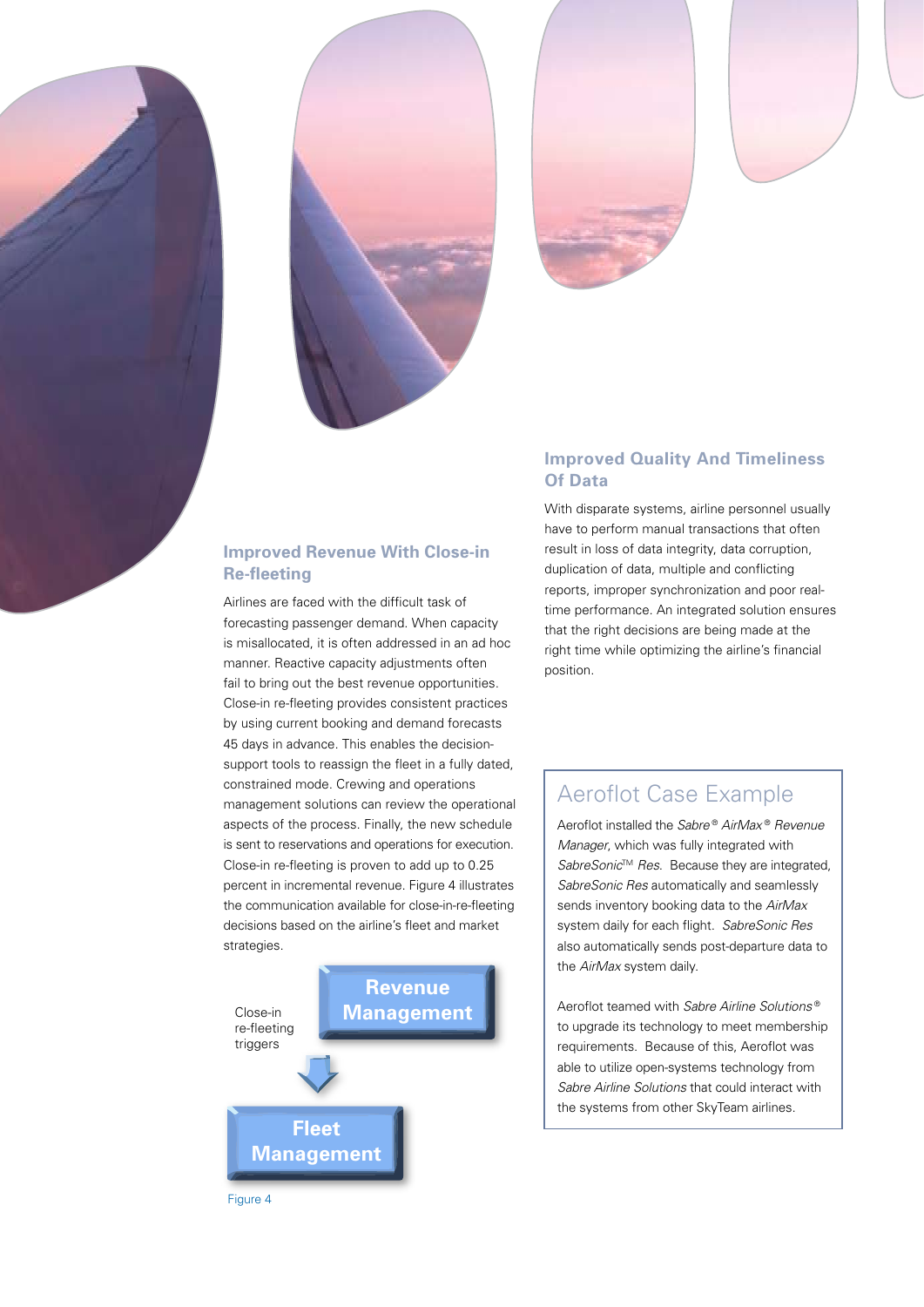## Improved Revenue With Close-in Re-fleeting

Airlines are faced with the difficult task of forecasting passenger demand. When capacity is misallocated, it is often addressed in an ad hoc manner. Reactive capacity adjustments often fail to bring out the best revenue opportunities. Close-in re-fleeting provides consistent practices by using current booking and demand forecasts 45 days in advance. This enables the decision-support tools to reassign the fleet in a fully dated, constrained mode. Crewing and operations management solutions can review the operational aspects of the process. Finally, the new schedule is sent to reservations and operations for execution. Close-in re-fleeting is proven to add up to 0.25 percent in incremental revenue. Figure 4 illustrates the communication available for close-in-re-fleeting decisions based on the airline's fleet and market strategies.

Close-in re-fleeting triggers

Revenue Management

Fleet Management

Figure 4

## Improved Quality And Timeliness Of Data

With disparate systems, airline personnel usually have to perform manual transactions that often result in loss of data integrity, data corruption, duplication of data, multiple and conflicting reports, improper synchronization and poor real-time performance. An integrated solution ensures that the right decisions are being made at the right time while optimizing the airline's financial position.

## Aeroflot Case Example

Aeroflot installed the *Sabre® AirMax® Revenue Manager*, which was fully integrated with *SabreSonic™ Res*. Because they are integrated, *SabreSonic Res* automatically and seamlessly sends inventory booking data to the *AirMax* system daily for each flight. *SabreSonic Res* also automatically sends post-departure data to the *AirMax* system daily.

Aeroflot teamed with *Sabre Airline Solutions®* to upgrade its technology to meet membership requirements. Because of this, Aeroflot was able to utilize open-systems technology from *Sabre Airline Solutions* that could interact with the systems from other SkyTeam airlines.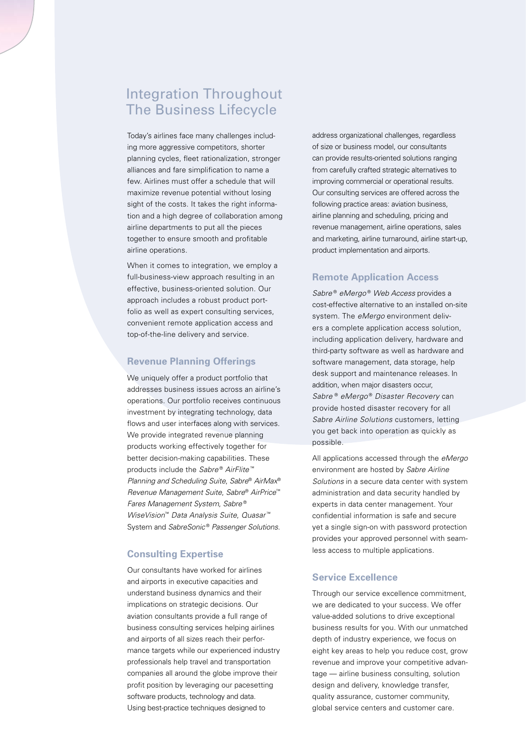# Integration Throughout The Business Lifecycle

Today's airlines face many challenges including more aggressive competitors, shorter planning cycles, fleet rationalization, stronger alliances and fare simplification to name a few. Airlines must offer a schedule that will maximize revenue potential without losing sight of the costs. It takes the right information and a high degree of collaboration among airline departments to put all the pieces together to ensure smooth and profitable airline operations.

When it comes to integration, we employ a full-business-view approach resulting in an effective, business-oriented solution. Our approach includes a robust product portfolio as well as expert consulting services, convenient remote application access and top-of-the-line delivery and service.

## Revenue Planning Offerings

We uniquely offer a product portfolio that addresses business issues across an airline's operations. Our portfolio receives continuous investment by integrating technology, data flows and user interfaces along with services. We provide integrated revenue planning products working effectively together for better decision-making capabilities. These products include the *Sabre® AirFlite™ Planning and Scheduling Suite*, *Sabre® AirMax® Revenue Management Suite*, *Sabre® AirPrice™ Fares Management System*, *Sabre® WiseVision™ Data Analysis Suite*, *Quasar™* System and *SabreSonic® Passenger Solutions*.

## Consulting Expertise

Our consultants have worked for airlines and airports in executive capacities and understand business dynamics and their implications on strategic decisions. Our aviation consultants provide a full range of business consulting services helping airlines and airports of all sizes reach their performance targets while our experienced industry professionals help travel and transportation companies all around the globe improve their profit position by leveraging our pacesetting software products, technology and data. Using best-practice techniques designed to address organizational challenges, regardless of size or business model, our consultants can provide results-oriented solutions ranging from carefully crafted strategic alternatives to improving commercial or operational results. Our consulting services are offered across the following practice areas: aviation business, airline planning and scheduling, pricing and revenue management, airline operations, sales and marketing, airline turnaround, airline start-up, product implementation and airports.

## Remote Application Access

*Sabre® eMergo® Web Access* provides a cost-effective alternative to an installed on-site system. The *eMergo* environment delivers a complete application access solution, including application delivery, hardware and third-party software as well as hardware and software management, data storage, help desk support and maintenance releases. In addition, when major disasters occur, *Sabre® eMergo® Disaster Recovery* can provide hosted disaster recovery for all *Sabre Airline Solutions* customers, letting you get back into operation as quickly as possible.

All applications accessed through the *eMergo* environment are hosted by *Sabre Airline Solutions* in a secure data center with system administration and data security handled by experts in data center management. Your confidential information is safe and secure yet a single sign-on with password protection provides your approved personnel with seamless access to multiple applications.

## Service Excellence

Through our service excellence commitment, we are dedicated to your success. We offer value-added solutions to drive exceptional business results for you. With our unmatched depth of industry experience, we focus on eight key areas to help you reduce cost, grow revenue and improve your competitive advantage — airline business consulting, solution design and delivery, knowledge transfer, quality assurance, customer community, global service centers and customer care.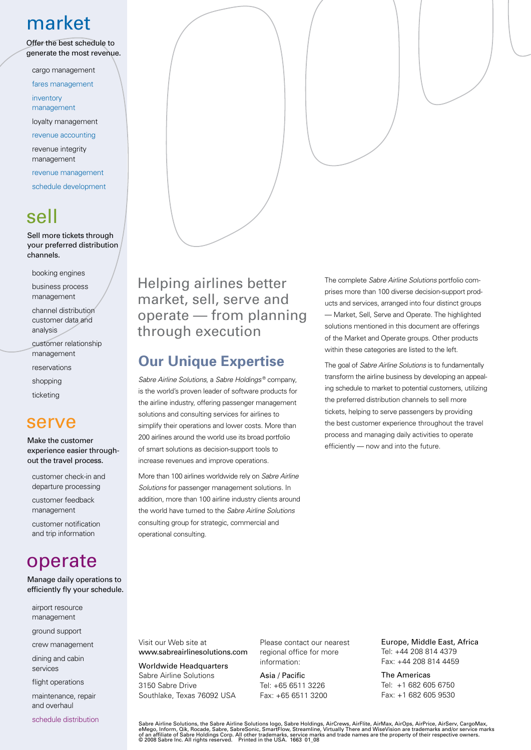## market

Offer the best schedule to generate the most revenue.

- cargo management
- fares management
- inventory management
- loyalty management
- revenue accounting
- revenue integrity management
- revenue management
- schedule development

## sell

Sell more tickets through your preferred distribution channels.

- booking engines
- business process management
- channel distribution customer data and analysis
- customer relationship management
- reservations
- shopping
- ticketing

## serve

Make the customer experience easier throughout the travel process.

- customer check-in and departure processing
- customer feedback management
- customer notification and trip information

## operate

Manage daily operations to efficiently fly your schedule.

- airport resource management
- ground support
- crew management
- dining and cabin services
- flight operations
- maintenance, repair and overhaul
- schedule distribution

# Helping airlines better market, sell, serve and operate — from planning through execution

## Our Unique Expertise

*Sabre Airline Solutions,* a *Sabre Holdings®* company, is the world's proven leader of software products for the airline industry, offering passenger management solutions and consulting services for airlines to simplify their operations and lower costs. More than 200 airlines around the world use its broad portfolio of smart solutions as decision-support tools to increase revenues and improve operations.

More than 100 airlines worldwide rely on *Sabre Airline Solutions* for passenger management solutions. In addition, more than 100 airline industry clients around the world have turned to the *Sabre Airline Solutions* consulting group for strategic, commercial and operational consulting.

The complete *Sabre Airline Solutions* portfolio comprises more than 100 diverse decision-support products and services, arranged into four distinct groups — Market, Sell, Serve and Operate. The highlighted solutions mentioned in this document are offerings of the Market and Operate groups. Other products within these categories are listed to the left.

The goal of *Sabre Airline Solutions* is to fundamentally transform the airline business by developing an appealing schedule to market to potential customers, utilizing the preferred distribution channels to sell more tickets, helping to serve passengers by providing the best customer experience throughout the travel process and managing daily activities to operate efficiently — now and into the future.

Visit our Web site at
www.sabreairlinesolutions.com

Worldwide Headquarters
Sabre Airline Solutions
3150 Sabre Drive
Southlake, Texas 76092 USA

Please contact our nearest regional office for more information:

Asia / Pacific
Tel: +65 6511 3226
Fax: +65 6511 3200

Europe, Middle East, Africa
Tel: +44 208 814 4379
Fax: +44 208 814 4459

The Americas
Tel: +1 682 605 6750
Fax: +1 682 605 9530

Sabre Airline Solutions, the Sabre Airline Solutions logo, Sabre Holdings, AirCrews, AirFlite, AirMax, AirOps, AirPrice, AirServ, CargoMax, eMego, Inform, Qik, Rocade, Sabre, SabreSonic, SmartFlow, Streamline, Virtually There and WiseVision are trademarks and/or service marks of an affiliate of Sabre Holdings Corp. All other trademarks, service marks and trade names are the property of their respective owners. © 2008 Sabre Inc. All rights reserved. Printed in the USA. 1663 01_08